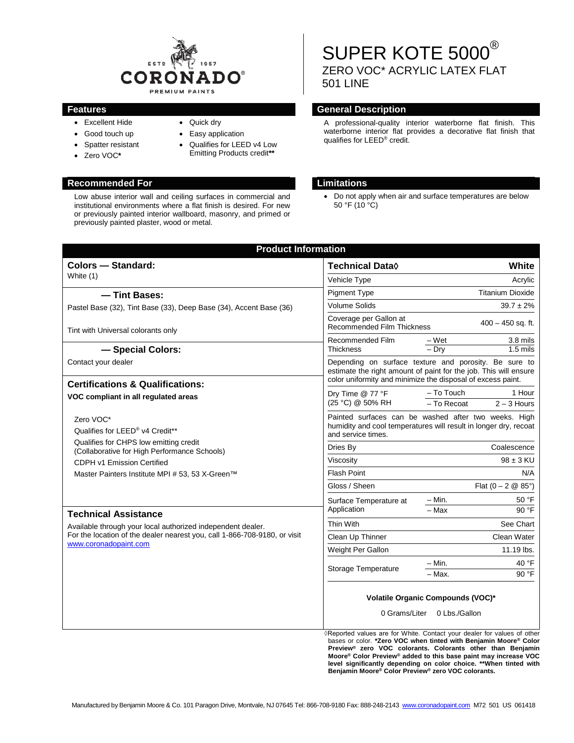CORONADO® PREMIUM PAINTS — ESTD 1957

# SUPER KOTE 5000®

## ZERO VOC* ACRYLIC LATEX FLAT
## 501 LINE

## Features

- Excellent Hide
- Good touch up
- Spatter resistant
- Zero VOC*
- Quick dry
- Easy application
- Qualifies for LEED v4 Low Emitting Products credit**

## General Description

A professional-quality interior waterborne flat finish. This waterborne interior flat provides a decorative flat finish that qualifies for LEED® credit.

## Recommended For

Low abuse interior wall and ceiling surfaces in commercial and institutional environments where a flat finish is desired. For new or previously painted interior wallboard, masonry, and primed or previously painted plaster, wood or metal.

## Limitations

- Do not apply when air and surface temperatures are below 50 °F (10 °C)

## Product Information

### Colors — Standard:

White (1)

### — Tint Bases:

Pastel Base (32), Tint Base (33), Deep Base (34), Accent Base (36)

Tint with Universal colorants only

### — Special Colors:

Contact your dealer

### Certifications & Qualifications:

**VOC compliant in all regulated areas**

Zero VOC*

Qualifies for LEED® v4 Credit**

Qualifies for CHPS low emitting credit
(Collaborative for High Performance Schools)

CDPH v1 Emission Certified

Master Painters Institute MPI # 53, 53 X-Green™

### Technical Assistance

Available through your local authorized independent dealer.
For the location of the dealer nearest you, call 1-866-708-9180, or visit www.coronadopaint.com

| Technical Data◊ | | White |
|---|---|---|
| Vehicle Type | | Acrylic |
| Pigment Type | | Titanium Dioxide |
| Volume Solids | | 39.7 ± 2% |
| Coverage per Gallon at Recommended Film Thickness | | 400 – 450 sq. ft. |
| Recommended Film Thickness | – Wet | 3.8 mils |
| | – Dry | 1.5 mils |
| Depending on surface texture and porosity. Be sure to estimate the right amount of paint for the job. This will ensure color uniformity and minimize the disposal of excess paint. | | |
| Dry Time @ 77 °F (25 °C) @ 50% RH | – To Touch | 1 Hour |
| | – To Recoat | 2 – 3 Hours |
| Painted surfaces can be washed after two weeks. High humidity and cool temperatures will result in longer dry, recoat and service times. | | |
| Dries By | | Coalescence |
| Viscosity | | 98 ± 3 KU |
| Flash Point | | N/A |
| Gloss / Sheen | | Flat (0 – 2 @ 85°) |
| Surface Temperature at Application | – Min. | 50 °F |
| | – Max | 90 °F |
| Thin With | | See Chart |
| Clean Up Thinner | | Clean Water |
| Weight Per Gallon | | 11.19 lbs. |
| Storage Temperature | – Min. | 40 °F |
| | – Max. | 90 °F |

**Volatile Organic Compounds (VOC)***

0 Grams/Liter 0 Lbs./Gallon

◊Reported values are for White. Contact your dealer for values of other bases or color. **\*Zero VOC when tinted with Benjamin Moore® Color Preview® zero VOC colorants. Colorants other than Benjamin Moore® Color Preview® added to this base paint may increase VOC level significantly depending on color choice. \*\*When tinted with Benjamin Moore® Color Preview® zero VOC colorants.**

Manufactured by Benjamin Moore & Co. 101 Paragon Drive, Montvale, NJ 07645 Tel: 866-708-9180 Fax: 888-248-2143 www.coronadopaint.com M72 501 US 061418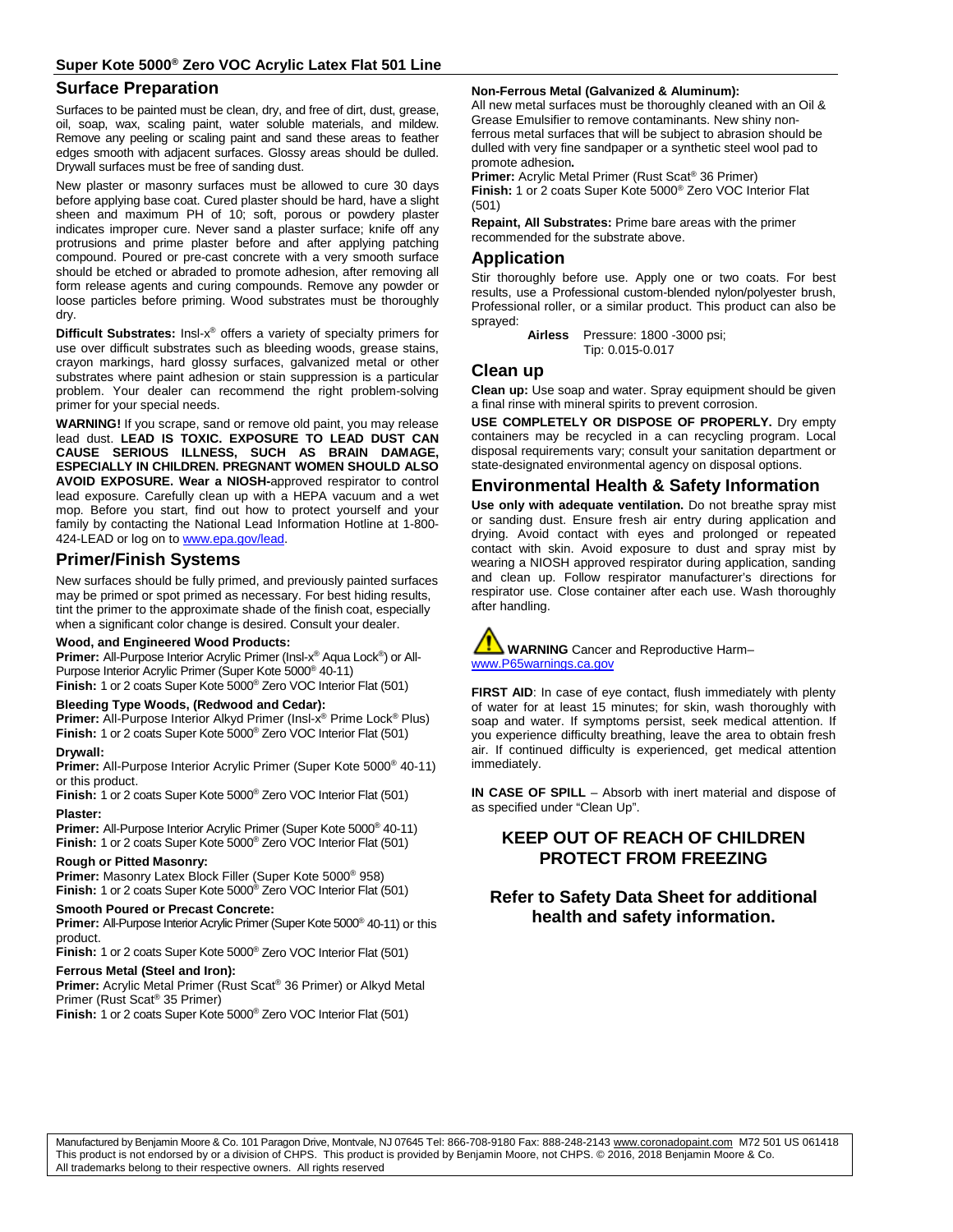## Super Kote 5000® Zero VOC Acrylic Latex Flat 501 Line

## Surface Preparation

Surfaces to be painted must be clean, dry, and free of dirt, dust, grease, oil, soap, wax, scaling paint, water soluble materials, and mildew. Remove any peeling or scaling paint and sand these areas to feather edges smooth with adjacent surfaces. Glossy areas should be dulled. Drywall surfaces must be free of sanding dust.

New plaster or masonry surfaces must be allowed to cure 30 days before applying base coat. Cured plaster should be hard, have a slight sheen and maximum PH of 10; soft, porous or powdery plaster indicates improper cure. Never sand a plaster surface; knife off any protrusions and prime plaster before and after applying patching compound. Poured or pre-cast concrete with a very smooth surface should be etched or abraded to promote adhesion, after removing all form release agents and curing compounds. Remove any powder or loose particles before priming. Wood substrates must be thoroughly dry.

**Difficult Substrates:** Insl-x® offers a variety of specialty primers for use over difficult substrates such as bleeding woods, grease stains, crayon markings, hard glossy surfaces, galvanized metal or other substrates where paint adhesion or stain suppression is a particular problem. Your dealer can recommend the right problem-solving primer for your special needs.

**WARNING!** If you scrape, sand or remove old paint, you may release lead dust. **LEAD IS TOXIC. EXPOSURE TO LEAD DUST CAN CAUSE SERIOUS ILLNESS, SUCH AS BRAIN DAMAGE, ESPECIALLY IN CHILDREN. PREGNANT WOMEN SHOULD ALSO AVOID EXPOSURE. Wear a NIOSH-**approved respirator to control lead exposure. Carefully clean up with a HEPA vacuum and a wet mop. Before you start, find out how to protect yourself and your family by contacting the National Lead Information Hotline at 1-800-424-LEAD or log on to www.epa.gov/lead.

## Primer/Finish Systems

New surfaces should be fully primed, and previously painted surfaces may be primed or spot primed as necessary. For best hiding results, tint the primer to the approximate shade of the finish coat, especially when a significant color change is desired. Consult your dealer.

**Wood, and Engineered Wood Products:**
**Primer:** All-Purpose Interior Acrylic Primer (Insl-x® Aqua Lock®) or All-Purpose Interior Acrylic Primer (Super Kote 5000® 40-11)
**Finish:** 1 or 2 coats Super Kote 5000® Zero VOC Interior Flat (501)

**Bleeding Type Woods, (Redwood and Cedar):**
**Primer:** All-Purpose Interior Alkyd Primer (Insl-x® Prime Lock® Plus)
**Finish:** 1 or 2 coats Super Kote 5000® Zero VOC Interior Flat (501)

**Drywall:**
**Primer:** All-Purpose Interior Acrylic Primer (Super Kote 5000® 40-11) or this product.
**Finish:** 1 or 2 coats Super Kote 5000® Zero VOC Interior Flat (501)

**Plaster:**
**Primer:** All-Purpose Interior Acrylic Primer (Super Kote 5000® 40-11)
**Finish:** 1 or 2 coats Super Kote 5000® Zero VOC Interior Flat (501)

**Rough or Pitted Masonry:**
**Primer:** Masonry Latex Block Filler (Super Kote 5000® 958)
**Finish:** 1 or 2 coats Super Kote 5000® Zero VOC Interior Flat (501)

**Smooth Poured or Precast Concrete:**
**Primer:** All-Purpose Interior Acrylic Primer (Super Kote 5000® 40-11) or this product.
**Finish:** 1 or 2 coats Super Kote 5000® Zero VOC Interior Flat (501)

**Ferrous Metal (Steel and Iron):**
**Primer:** Acrylic Metal Primer (Rust Scat® 36 Primer) or Alkyd Metal Primer (Rust Scat® 35 Primer)
**Finish:** 1 or 2 coats Super Kote 5000® Zero VOC Interior Flat (501)

**Non-Ferrous Metal (Galvanized & Aluminum):**
All new metal surfaces must be thoroughly cleaned with an Oil & Grease Emulsifier to remove contaminants. New shiny non-ferrous metal surfaces that will be subject to abrasion should be dulled with very fine sandpaper or a synthetic steel wool pad to promote adhesion**.**
**Primer:** Acrylic Metal Primer (Rust Scat® 36 Primer)
**Finish:** 1 or 2 coats Super Kote 5000® Zero VOC Interior Flat (501)

**Repaint, All Substrates:** Prime bare areas with the primer recommended for the substrate above.

## Application

Stir thoroughly before use. Apply one or two coats. For best results, use a Professional custom-blended nylon/polyester brush, Professional roller, or a similar product. This product can also be sprayed:

**Airless** Pressure: 1800 -3000 psi;
Tip: 0.015-0.017

## Clean up

**Clean up:** Use soap and water. Spray equipment should be given a final rinse with mineral spirits to prevent corrosion.

**USE COMPLETELY OR DISPOSE OF PROPERLY.** Dry empty containers may be recycled in a can recycling program. Local disposal requirements vary; consult your sanitation department or state-designated environmental agency on disposal options.

## Environmental Health & Safety Information

**Use only with adequate ventilation.** Do not breathe spray mist or sanding dust. Ensure fresh air entry during application and drying. Avoid contact with eyes and prolonged or repeated contact with skin. Avoid exposure to dust and spray mist by wearing a NIOSH approved respirator during application, sanding and clean up. Follow respirator manufacturer's directions for respirator use. Close container after each use. Wash thoroughly after handling.

**WARNING** Cancer and Reproductive Harm– www.P65warnings.ca.gov

**FIRST AID**: In case of eye contact, flush immediately with plenty of water for at least 15 minutes; for skin, wash thoroughly with soap and water. If symptoms persist, seek medical attention. If you experience difficulty breathing, leave the area to obtain fresh air. If continued difficulty is experienced, get medical attention immediately.

**IN CASE OF SPILL** – Absorb with inert material and dispose of as specified under "Clean Up".

**KEEP OUT OF REACH OF CHILDREN**
**PROTECT FROM FREEZING**

**Refer to Safety Data Sheet for additional health and safety information.**

Manufactured by Benjamin Moore & Co. 101 Paragon Drive, Montvale, NJ 07645 Tel: 866-708-9180 Fax: 888-248-2143 www.coronadopaint.com M72 501 US 061418
This product is not endorsed by or a division of CHPS. This product is provided by Benjamin Moore, not CHPS. © 2016, 2018 Benjamin Moore & Co.
All trademarks belong to their respective owners. All rights reserved